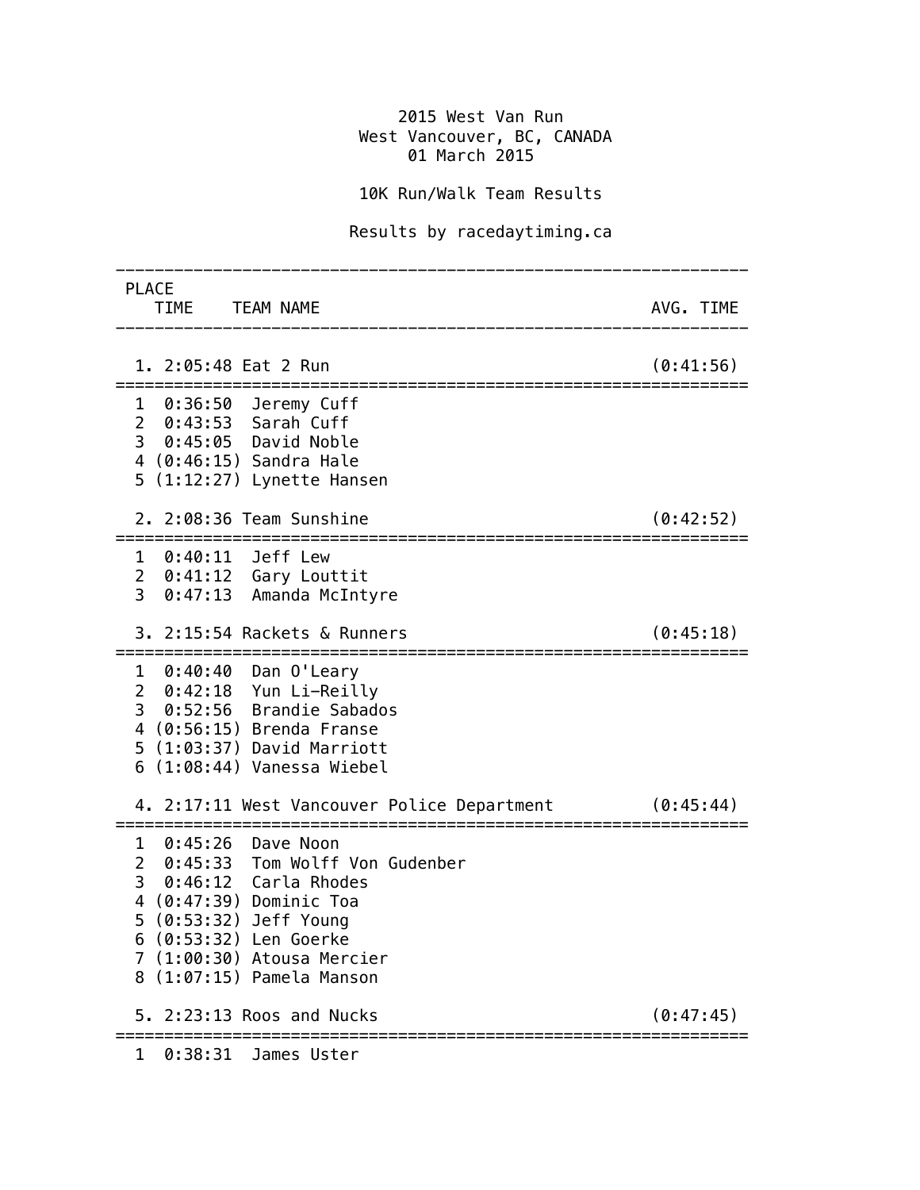# 2015 West Van Run

West Vancouver, BC, CANADA

01 March 2015

## 10K Run/Walk Team Results

Results by racedaytiming.ca

| PLACE | TIME | TEAM NAME | AVG. TIME |
|---|---|---|---|
| 1. | 2:05:48 | Eat 2 Run | (0:41:56) |
| 1 | 0:36:50 | Jeremy Cuff | |
| 2 | 0:43:53 | Sarah Cuff | |
| 3 | 0:45:05 | David Noble | |
| 4 | (0:46:15) | Sandra Hale | |
| 5 | (1:12:27) | Lynette Hansen | |
| 2. | 2:08:36 | Team Sunshine | (0:42:52) |
| 1 | 0:40:11 | Jeff Lew | |
| 2 | 0:41:12 | Gary Louttit | |
| 3 | 0:47:13 | Amanda McIntyre | |
| 3. | 2:15:54 | Rackets & Runners | (0:45:18) |
| 1 | 0:40:40 | Dan O'Leary | |
| 2 | 0:42:18 | Yun Li-Reilly | |
| 3 | 0:52:56 | Brandie Sabados | |
| 4 | (0:56:15) | Brenda Franse | |
| 5 | (1:03:37) | David Marriott | |
| 6 | (1:08:44) | Vanessa Wiebel | |
| 4. | 2:17:11 | West Vancouver Police Department | (0:45:44) |
| 1 | 0:45:26 | Dave Noon | |
| 2 | 0:45:33 | Tom Wolff Von Gudenber | |
| 3 | 0:46:12 | Carla Rhodes | |
| 4 | (0:47:39) | Dominic Toa | |
| 5 | (0:53:32) | Jeff Young | |
| 6 | (0:53:32) | Len Goerke | |
| 7 | (1:00:30) | Atousa Mercier | |
| 8 | (1:07:15) | Pamela Manson | |
| 5. | 2:23:13 | Roos and Nucks | (0:47:45) |
| 1 | 0:38:31 | James Uster | |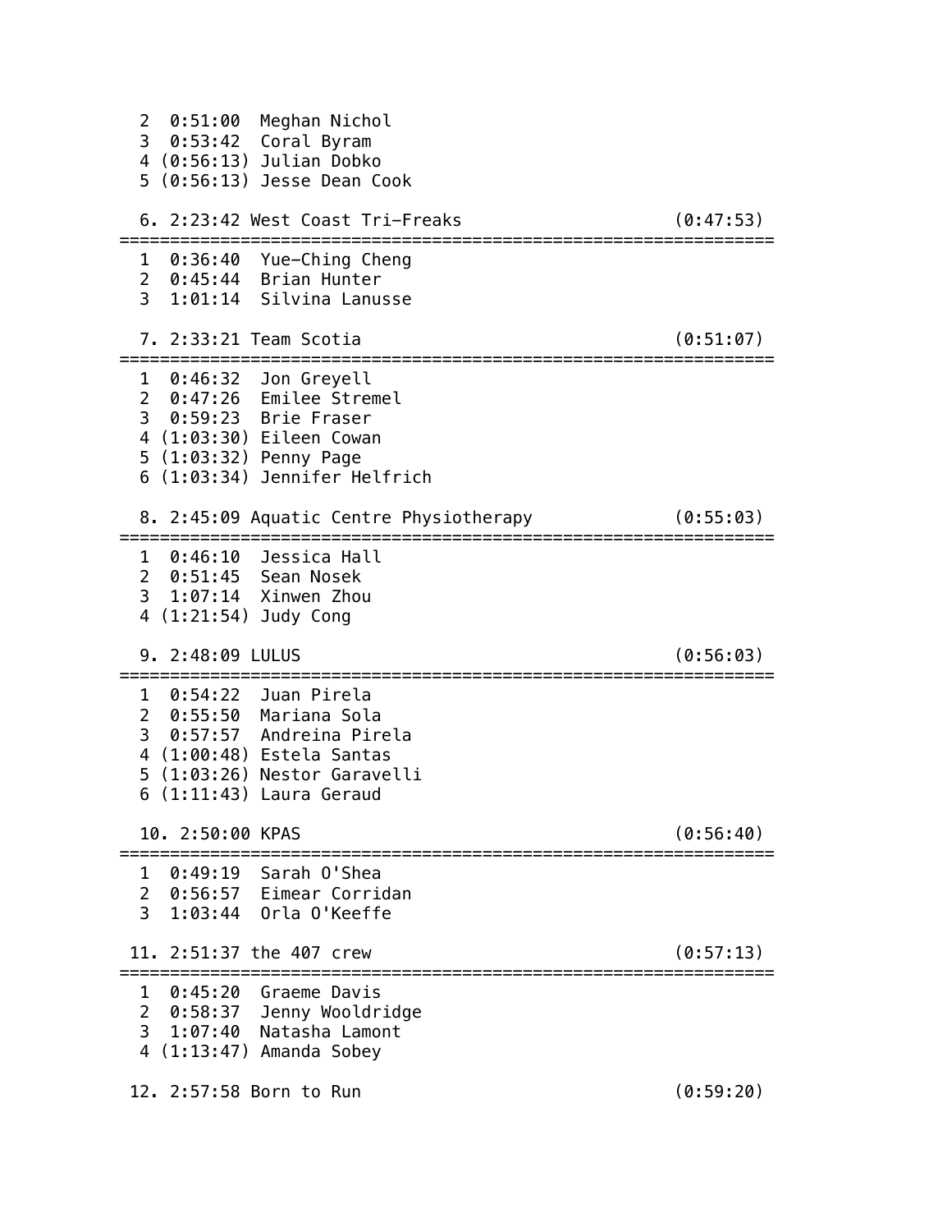```
  2  0:51:00  Meghan Nichol
  3  0:53:42  Coral Byram
  4 (0:56:13) Julian Dobko
  5 (0:56:13) Jesse Dean Cook

  6. 2:23:42 West Coast Tri-Freaks                         (0:47:53)
=================================================================
  1  0:36:40  Yue-Ching Cheng
  2  0:45:44  Brian Hunter
  3  1:01:14  Silvina Lanusse

  7. 2:33:21 Team Scotia                                   (0:51:07)
=================================================================
  1  0:46:32  Jon Greyell
  2  0:47:26  Emilee Stremel
  3  0:59:23  Brie Fraser
  4 (1:03:30) Eileen Cowan
  5 (1:03:32) Penny Page
  6 (1:03:34) Jennifer Helfrich

  8. 2:45:09 Aquatic Centre Physiotherapy                  (0:55:03)
=================================================================
  1  0:46:10  Jessica Hall
  2  0:51:45  Sean Nosek
  3  1:07:14  Xinwen Zhou
  4 (1:21:54) Judy Cong

  9. 2:48:09 LULUS                                         (0:56:03)
=================================================================
  1  0:54:22  Juan Pirela
  2  0:55:50  Mariana Sola
  3  0:57:57  Andreina Pirela
  4 (1:00:48) Estela Santas
  5 (1:03:26) Nestor Garavelli
  6 (1:11:43) Laura Geraud

  10. 2:50:00 KPAS                                         (0:56:40)
=================================================================
  1  0:49:19  Sarah O'Shea
  2  0:56:57  Eimear Corridan
  3  1:03:44  Orla O'Keeffe

 11. 2:51:37 the 407 crew                                  (0:57:13)
=================================================================
  1  0:45:20  Graeme Davis
  2  0:58:37  Jenny Wooldridge
  3  1:07:40  Natasha Lamont
  4 (1:13:47) Amanda Sobey

 12. 2:57:58 Born to Run                                   (0:59:20)
```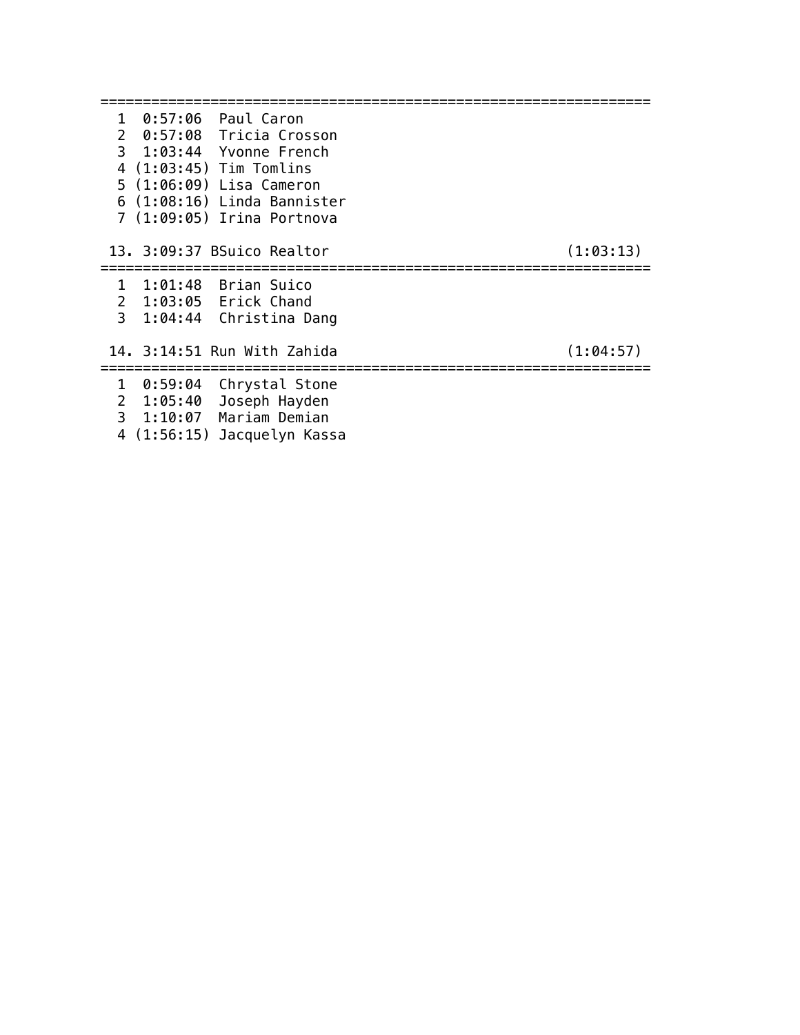```
================================================================
  1  0:57:06  Paul Caron
  2  0:57:08  Tricia Crosson
  3  1:03:44  Yvonne French
  4 (1:03:45) Tim Tomlins
  5 (1:06:09) Lisa Cameron
  6 (1:08:16) Linda Bannister
  7 (1:09:05) Irina Portnova

 13. 3:09:37 BSuico Realtor                                  (1:03:13)
================================================================
  1  1:01:48  Brian Suico
  2  1:03:05  Erick Chand
  3  1:04:44  Christina Dang

 14. 3:14:51 Run With Zahida                                 (1:04:57)
================================================================
  1  0:59:04  Chrystal Stone
  2  1:05:40  Joseph Hayden
  3  1:10:07  Mariam Demian
  4 (1:56:15) Jacquelyn Kassa
```